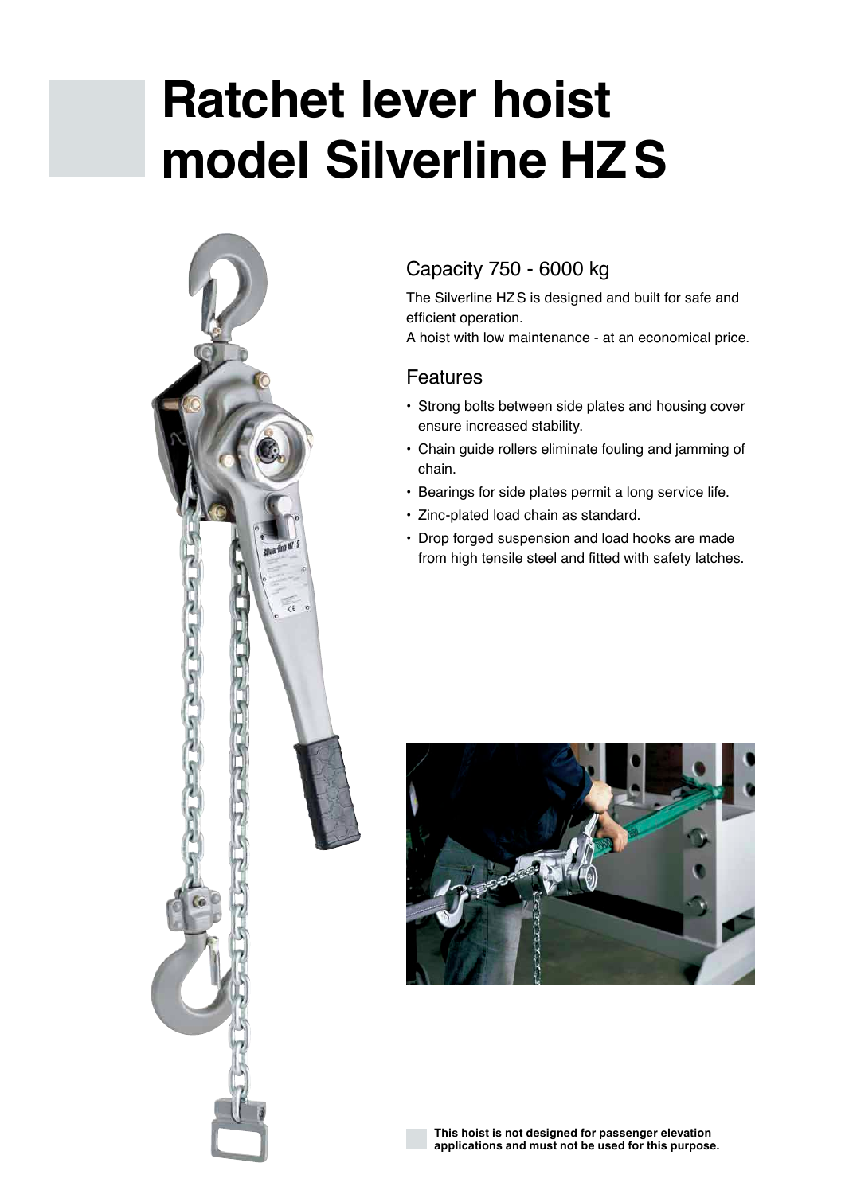# Ratchet lever hoist model Silverline HZ S

## Capacity 750 - 6000 kg

The Silverline HZ S is designed and built for safe and efficient operation.
A hoist with low maintenance - at an economical price.

## Features

- Strong bolts between side plates and housing cover ensure increased stability.
- Chain guide rollers eliminate fouling and jamming of chain.
- Bearings for side plates permit a long service life.
- Zinc-plated load chain as standard.
- Drop forged suspension and load hooks are made from high tensile steel and fitted with safety latches.

**This hoist is not designed for passenger elevation applications and must not be used for this purpose.**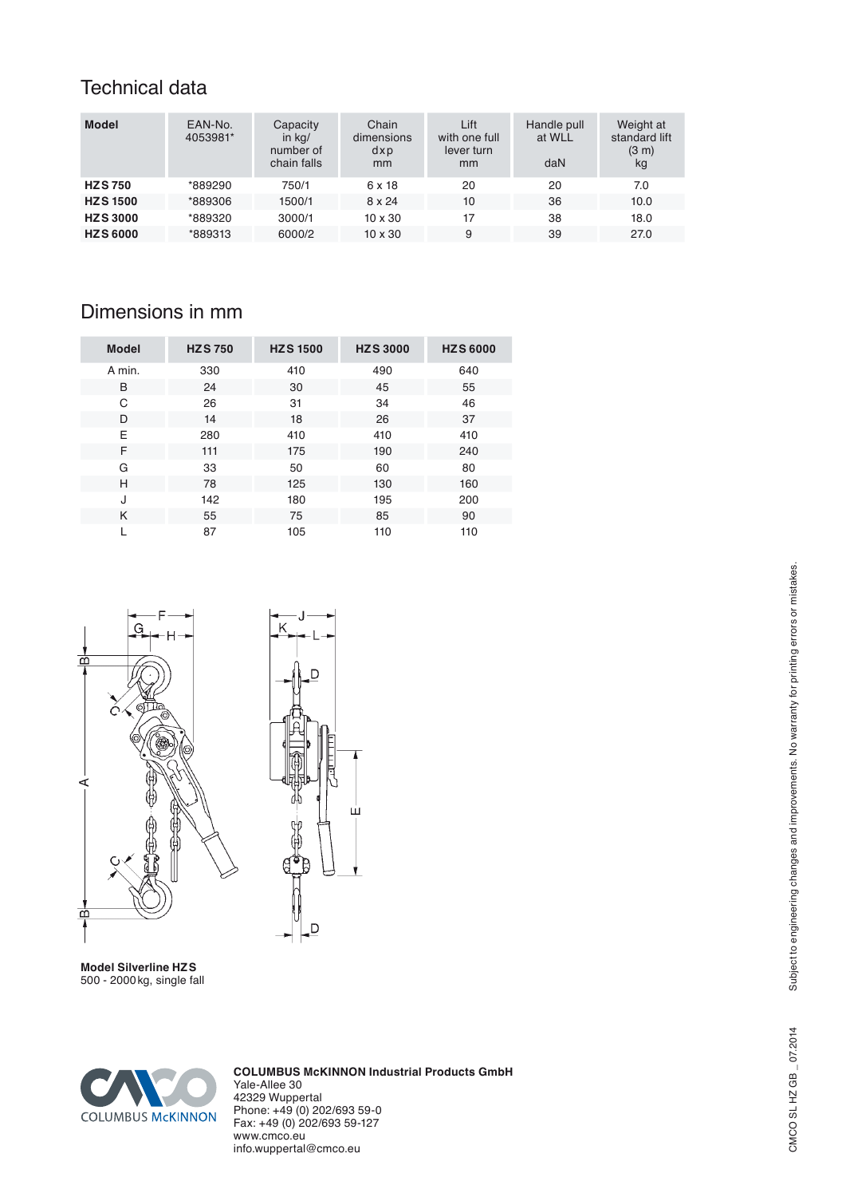## Technical data

| Model | EAN-No. 4053981* | Capacity in kg/ number of chain falls | Chain dimensions dxp mm | Lift with one full lever turn mm | Handle pull at WLL daN | Weight at standard lift (3 m) kg |
|---|---|---|---|---|---|---|
| **HZS 750** | *889290 | 750/1 | 6 x 18 | 20 | 20 | 7.0 |
| **HZS 1500** | *889306 | 1500/1 | 8 x 24 | 10 | 36 | 10.0 |
| **HZS 3000** | *889320 | 3000/1 | 10 x 30 | 17 | 38 | 18.0 |
| **HZS 6000** | *889313 | 6000/2 | 10 x 30 | 9 | 39 | 27.0 |

## Dimensions in mm

| Model | HZS 750 | HZS 1500 | HZS 3000 | HZS 6000 |
|---|---|---|---|---|
| A min. | 330 | 410 | 490 | 640 |
| B | 24 | 30 | 45 | 55 |
| C | 26 | 31 | 34 | 46 |
| D | 14 | 18 | 26 | 37 |
| E | 280 | 410 | 410 | 410 |
| F | 111 | 175 | 190 | 240 |
| G | 33 | 50 | 60 | 80 |
| H | 78 | 125 | 130 | 160 |
| J | 142 | 180 | 195 | 200 |
| K | 55 | 75 | 85 | 90 |
| L | 87 | 105 | 110 | 110 |

F
G
H
B
C
A
C
B
J
K
L
D
E
D

**Model Silverline HZS**
500 - 2000 kg, single fall

**COLUMBUS McKINNON Industrial Products GmbH**
Yale-Allee 30
42329 Wuppertal
Phone: +49 (0) 202/693 59-0
Fax: +49 (0) 202/693 59-127
www.cmco.eu
info.wuppertal@cmco.eu

Subject to engineering changes and improvements. No warranty for printing errors or mistakes.

CMCO SL HZ GB _ 07.2014